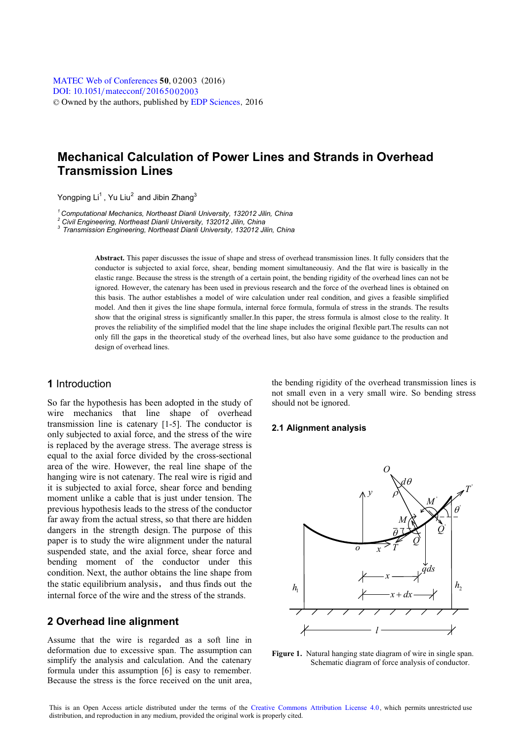# Mechanical Calculation of Power Lines and Strands in Overhead Transmission Lines

Yongping Li[1], Yu Liu[2] and Jibin Zhang[3]

[1] Computational Mechanics, Northeast Dianli University, 132012 Jilin, China
[2] Civil Engineering, Northeast Dianli University, 132012 Jilin, China
[3] Transmission Engineering, Northeast Dianli University, 132012 Jilin, China

**Abstract.** This paper discusses the issue of shape and stress of overhead transmission lines. It fully considers that the conductor is subjected to axial force, shear, bending moment simultaneousiy. And the flat wire is basically in the elastic range. Because the stress is the strength of a certain point, the bending rigidity of the overhead lines can not be ignored. However, the catenary has been used in previous research and the force of the overhead lines is obtained on this basis. The author establishes a model of wire calculation under real condition, and gives a feasible simplified model. And then it gives the line shape formula, internal force formula, formula of stress in the strands. The results show that the original stress is significantly smaller.In this paper, the stress formula is almost close to the reality. It proves the reliability of the simplified model that the line shape includes the original flexible part.The results can not only fill the gaps in the theoretical study of the overhead lines, but also have some guidance to the production and design of overhead lines.

## 1 Introduction

So far the hypothesis has been adopted in the study of wire mechanics that line shape of overhead transmission line is catenary [1-5]. The conductor is only subjected to axial force, and the stress of the wire is replaced by the average stress. The average stress is equal to the axial force divided by the cross-sectional area of the wire. However, the real line shape of the hanging wire is not catenary. The real wire is rigid and it is subjected to axial force, shear force and bending moment unlike a cable that is just under tension. The previous hypothesis leads to the stress of the conductor far away from the actual stress, so that there are hidden dangers in the strength design. The purpose of this paper is to study the wire alignment under the natural suspended state, and the axial force, shear force and bending moment of the conductor under this condition. Next, the author obtains the line shape from the static equilibrium analysis, and thus finds out the internal force of the wire and the stress of the strands.

## 2 Overhead line alignment

Assume that the wire is regarded as a soft line in deformation due to excessive span. The assumption can simplify the analysis and calculation. And the catenary formula under this assumption [6] is easy to remember. Because the stress is the force received on the unit area, the bending rigidity of the overhead transmission lines is not small even in a very small wire. So bending stress should not be ignored.

### 2.1 Alignment analysis

**Figure 1.** Natural hanging state diagram of wire in single span. Schematic diagram of force analysis of conductor.

This is an Open Access article distributed under the terms of the Creative Commons Attribution License 4.0, which permits unrestricted use distribution, and reproduction in any medium, provided the original work is properly cited.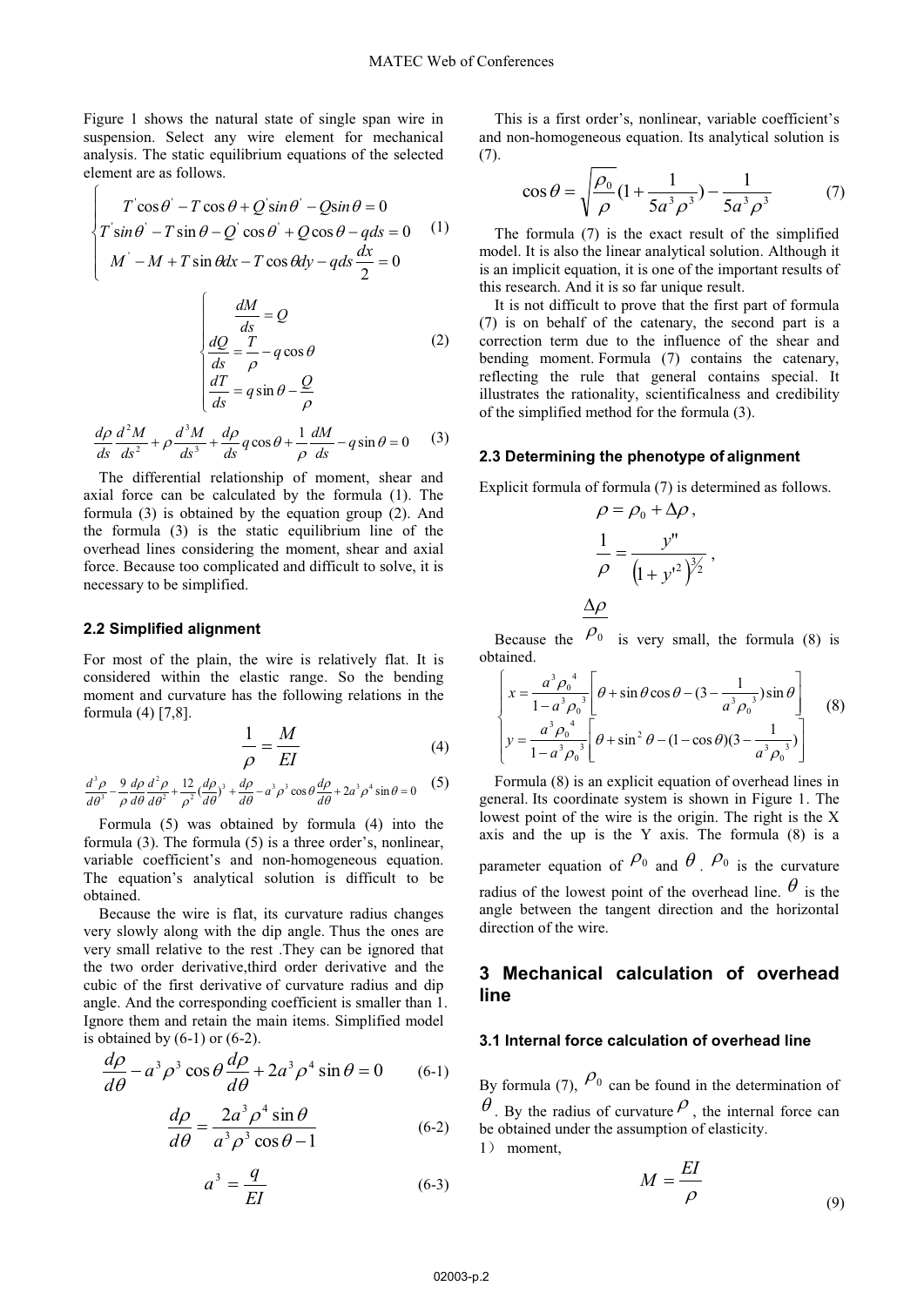Figure 1 shows the natural state of single span wire in suspension. Select any wire element for mechanical analysis. The static equilibrium equations of the selected element are as follows.

$$\begin{cases} T^{'}\cos\theta^{'} - T\cos\theta + Q^{'}\sin\theta^{'} - Q\sin\theta = 0 \\ T^{'}\sin\theta^{'} - T\sin\theta - Q^{'}\cos\theta^{'} + Q\cos\theta - qds = 0 \\ M^{'} - M + T\sin\theta dx - T\cos\theta dy - qds\dfrac{dx}{2} = 0 \end{cases} \quad (1)$$

$$\begin{cases} \dfrac{dM}{ds} = Q \\ \dfrac{dQ}{ds} = \dfrac{T}{\rho} - q\cos\theta \\ \dfrac{dT}{ds} = q\sin\theta - \dfrac{Q}{\rho} \end{cases} \quad (2)$$

$$\frac{d\rho}{ds}\frac{d^2M}{ds^2} + \rho\frac{d^3M}{ds^3} + \frac{d\rho}{ds}q\cos\theta + \frac{1}{\rho}\frac{dM}{ds} - q\sin\theta = 0 \quad (3)$$

The differential relationship of moment, shear and axial force can be calculated by the formula (1). The formula (3) is obtained by the equation group (2). And the formula (3) is the static equilibrium line of the overhead lines considering the moment, shear and axial force. Because too complicated and difficult to solve, it is necessary to be simplified.

### 2.2 Simplified alignment

For most of the plain, the wire is relatively flat. It is considered within the elastic range. So the bending moment and curvature has the following relations in the formula (4) [7,8].

$$\frac{1}{\rho} = \frac{M}{EI} \quad (4)$$

$$\frac{d^3\rho}{d\theta^3} - \frac{9}{\rho}\frac{d\rho}{d\theta}\frac{d^2\rho}{d\theta^2} + \frac{12}{\rho^2}\left(\frac{d\rho}{d\theta}\right)^3 + \frac{d\rho}{d\theta} - a^3\rho^3\cos\theta\frac{d\rho}{d\theta} + 2a^3\rho^4\sin\theta = 0 \quad (5)$$

Formula (5) was obtained by formula (4) into the formula (3). The formula (5) is a three order's, nonlinear, variable coefficient's and non-homogeneous equation. The equation's analytical solution is difficult to be obtained.

Because the wire is flat, its curvature radius changes very slowly along with the dip angle. Thus the ones are very small relative to the rest .They can be ignored that the two order derivative,third order derivative and the cubic of the first derivative of curvature radius and dip angle. And the corresponding coefficient is smaller than 1. Ignore them and retain the main items. Simplified model is obtained by (6-1) or (6-2).

$$\frac{d\rho}{d\theta} - a^3\rho^3\cos\theta\frac{d\rho}{d\theta} + 2a^3\rho^4\sin\theta = 0 \quad (6\text{-}1)$$

$$\frac{d\rho}{d\theta} = \frac{2a^3\rho^4\sin\theta}{a^3\rho^3\cos\theta - 1} \quad (6\text{-}2)$$

$$a^3 = \frac{q}{EI} \quad (6\text{-}3)$$

This is a first order's, nonlinear, variable coefficient's and non-homogeneous equation. Its analytical solution is (7).

$$\cos\theta = \sqrt{\frac{\rho_0}{\rho}}\left(1 + \frac{1}{5a^3\rho^3}\right) - \frac{1}{5a^3\rho^3} \quad (7)$$

The formula (7) is the exact result of the simplified model. It is also the linear analytical solution. Although it is an implicit equation, it is one of the important results of this research. And it is so far unique result.

It is not difficult to prove that the first part of formula (7) is on behalf of the catenary, the second part is a correction term due to the influence of the shear and bending moment. Formula (7) contains the catenary, reflecting the rule that general contains special. It illustrates the rationality, scientificalness and credibility of the simplified method for the formula (3).

### 2.3 Determining the phenotype of alignment

Explicit formula of formula (7) is determined as follows.

$$\rho = \rho_0 + \Delta\rho,$$

$$\frac{1}{\rho} = \frac{y''}{\left(1 + y'^2\right)^{3/2}},$$

Because the $\dfrac{\Delta\rho}{\rho_0}$ is very small, the formula (8) is obtained.

$$\begin{cases} x = \dfrac{a^3\rho_0^{\ 4}}{1 - a^3\rho_0^{\ 3}}\left[\theta + \sin\theta\cos\theta - \left(3 - \dfrac{1}{a^3\rho_0^{\ 3}}\right)\sin\theta\right] \\ y = \dfrac{a^3\rho_0^{\ 4}}{1 - a^3\rho_0^{\ 3}}\left[\theta + \sin^2\theta - (1 - \cos\theta)\left(3 - \dfrac{1}{a^3\rho_0^{\ 3}}\right)\right] \end{cases} \quad (8)$$

Formula (8) is an explicit equation of overhead lines in general. Its coordinate system is shown in Figure 1. The lowest point of the wire is the origin. The right is the X axis and the up is the Y axis. The formula (8) is a parameter equation of $\rho_0$ and $\theta$. $\rho_0$ is the curvature radius of the lowest point of the overhead line. $\theta$ is the angle between the tangent direction and the horizontal direction of the wire.

## 3 Mechanical calculation of overhead line

### 3.1 Internal force calculation of overhead line

By formula (7), $\rho_0$ can be found in the determination of $\theta$. By the radius of curvature $\rho$, the internal force can be obtained under the assumption of elasticity.

1） moment,

$$M = \frac{EI}{\rho} \quad (9)$$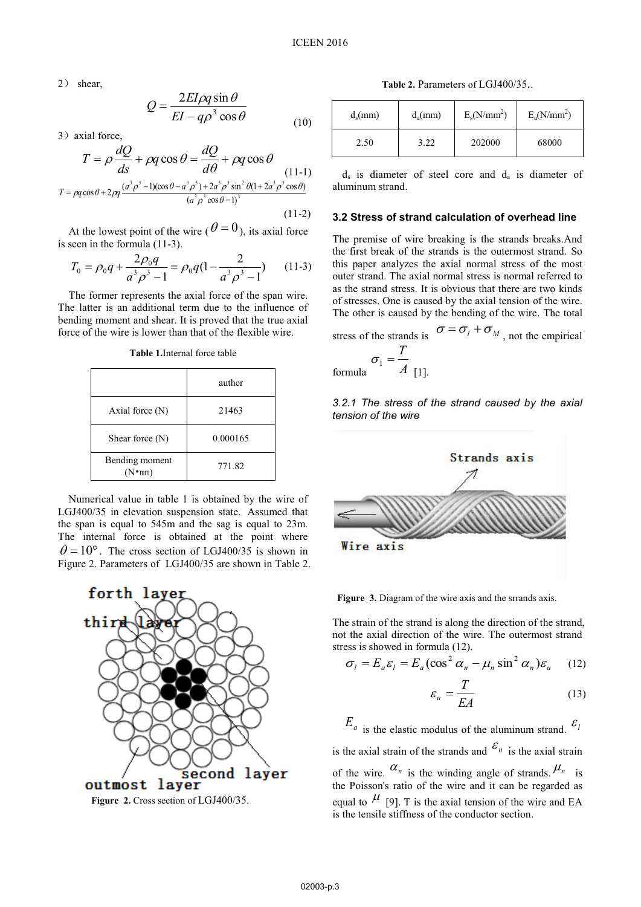2） shear,

$$Q = \frac{2EI\rho q \sin\theta}{EI - q\rho^3 \cos\theta} \tag{10}$$

3）axial force,

$$T = \rho \frac{dQ}{ds} + \rho q \cos\theta = \frac{dQ}{d\theta} + \rho q \cos\theta \tag{11-1}$$

$$T = \rho q \cos\theta + 2\rho q \frac{(a^3\rho^3 - 1)(\cos\theta - a^3\rho^3) + 2a^3\rho^3 \sin^2\theta(1 + 2a^3\rho^3\cos\theta)}{(a^3\rho^3\cos\theta - 1)^3} \tag{11-2}$$

At the lowest point of the wire ($\theta = 0$), its axial force is seen in the formula (11-3).

$$T_0 = \rho_0 q + \frac{2\rho_0 q}{a^3\rho^3 - 1} = \rho_0 q(1 - \frac{2}{a^3\rho^3 - 1}) \tag{11-3}$$

The former represents the axial force of the span wire. The latter is an additional term due to the influence of bending moment and shear. It is proved that the true axial force of the wire is lower than that of the flexible wire.

**Table 1.**Internal force table

| | auther |
|---|---|
| Axial force (N) | 21463 |
| Shear force (N) | 0.000165 |
| Bending moment (N•mm) | 771.82 |

Numerical value in table 1 is obtained by the wire of LGJ400/35 in elevation suspension state. Assumed that the span is equal to 545m and the sag is equal to 23m. The internal force is obtained at the point where $\theta = 10°$. The cross section of LGJ400/35 is shown in Figure 2. Parameters of LGJ400/35 are shown in Table 2.

**Figure 2.** Cross section of LGJ400/35.

**Table 2.** Parameters of LGJ400/35..

| $d_s$(mm) | $d_a$(mm) | $E_s$(N/mm$^2$) | $E_a$(N/mm$^2$) |
|---|---|---|---|
| 2.50 | 3.22 | 202000 | 68000 |

$d_s$ is diameter of steel core and $d_a$ is diameter of aluminum strand.

### 3.2 Stress of strand calculation of overhead line

The premise of wire breaking is the strands breaks.And the first break of the strands is the outermost strand. So this paper analyzes the axial normal stress of the most outer strand. The axial normal stress is normal referred to as the strand stress. It is obvious that there are two kinds of stresses. One is caused by the axial tension of the wire. The other is caused by the bending of the wire. The total stress of the strands is $\sigma = \sigma_l + \sigma_M$, not the empirical formula $\sigma_1 = \frac{T}{A}$ [1].

#### *3.2.1 The stress of the strand caused by the axial tension of the wire*

**Figure 3.** Diagram of the wire axis and the srrands axis.

The strain of the strand is along the direction of the strand, not the axial direction of the wire. The outermost strand stress is showed in formula (12).

$$\sigma_l = E_a\varepsilon_l = E_a(\cos^2\alpha_n - \mu_n \sin^2\alpha_n)\varepsilon_u \tag{12}$$

$$\varepsilon_u = \frac{T}{EA} \tag{13}$$

$E_a$ is the elastic modulus of the aluminum strand. $\varepsilon_l$ is the axial strain of the strands and $\varepsilon_u$ is the axial strain of the wire. $\alpha_n$ is the winding angle of strands. $\mu_n$ is the Poisson's ratio of the wire and it can be regarded as equal to $\mu$ [9]. T is the axial tension of the wire and EA is the tensile stiffness of the conductor section.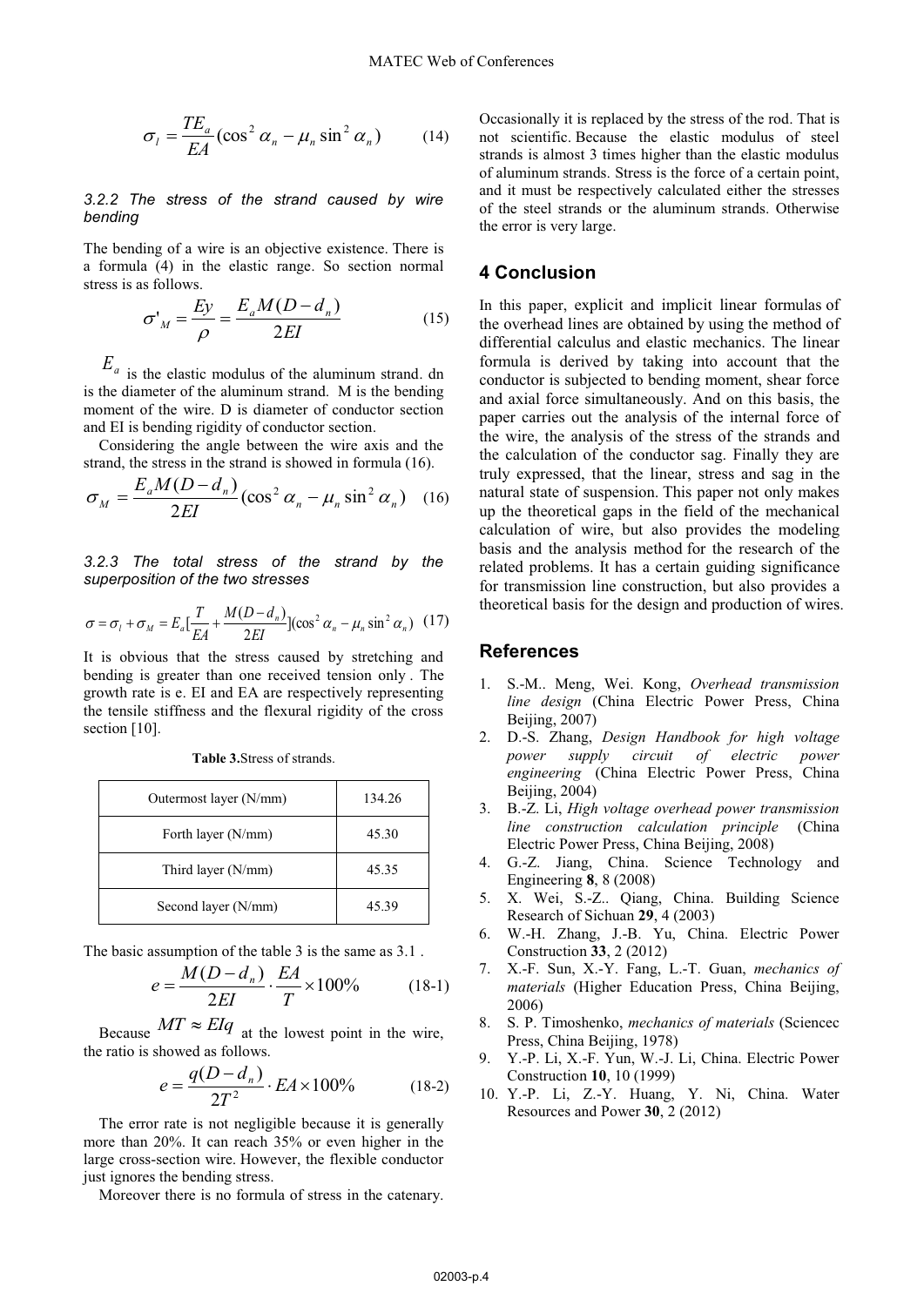$$\sigma_l = \frac{TE_a}{EA}(\cos^2\alpha_n - \mu_n \sin^2\alpha_n) \qquad (14)$$

### *3.2.2 The stress of the strand caused by wire bending*

The bending of a wire is an objective existence. There is a formula (4) in the elastic range. So section normal stress is as follows.

$$\sigma'_M = \frac{Ey}{\rho} = \frac{E_a M(D-d_n)}{2EI} \qquad (15)$$

$E_a$ is the elastic modulus of the aluminum strand. dn is the diameter of the aluminum strand. M is the bending moment of the wire. D is diameter of conductor section and EI is bending rigidity of conductor section.

Considering the angle between the wire axis and the strand, the stress in the strand is showed in formula (16).

$$\sigma_M = \frac{E_a M(D-d_n)}{2EI}(\cos^2\alpha_n - \mu_n \sin^2\alpha_n) \qquad (16)$$

### *3.2.3 The total stress of the strand by the superposition of the two stresses*

$$\sigma = \sigma_l + \sigma_M = E_a[\frac{T}{EA} + \frac{M(D-d_n)}{2EI}](\cos^2\alpha_n - \mu_n \sin^2\alpha_n) \qquad (17)$$

It is obvious that the stress caused by stretching and bending is greater than one received tension only . The growth rate is e. EI and EA are respectively representing the tensile stiffness and the flexural rigidity of the cross section [10].

**Table 3.**Stress of strands.

| | |
|---|---|
| Outermost layer (N/mm) | 134.26 |
| Forth layer (N/mm) | 45.30 |
| Third layer (N/mm) | 45.35 |
| Second layer (N/mm) | 45.39 |

The basic assumption of the table 3 is the same as 3.1 .

$$e = \frac{M(D-d_n)}{2EI} \cdot \frac{EA}{T} \times 100\% \qquad (18\text{-}1)$$

Because $MT \approx EIq$ at the lowest point in the wire, the ratio is showed as follows.

$$e = \frac{q(D-d_n)}{2T^2} \cdot EA \times 100\% \qquad (18\text{-}2)$$

The error rate is not negligible because it is generally more than 20%. It can reach 35% or even higher in the large cross-section wire. However, the flexible conductor just ignores the bending stress.

Moreover there is no formula of stress in the catenary. Occasionally it is replaced by the stress of the rod. That is not scientific. Because the elastic modulus of steel strands is almost 3 times higher than the elastic modulus of aluminum strands. Stress is the force of a certain point, and it must be respectively calculated either the stresses of the steel strands or the aluminum strands. Otherwise the error is very large.

## 4 Conclusion

In this paper, explicit and implicit linear formulas of the overhead lines are obtained by using the method of differential calculus and elastic mechanics. The linear formula is derived by taking into account that the conductor is subjected to bending moment, shear force and axial force simultaneously. And on this basis, the paper carries out the analysis of the internal force of the wire, the analysis of the stress of the strands and the calculation of the conductor sag. Finally they are truly expressed, that the linear, stress and sag in the natural state of suspension. This paper not only makes up the theoretical gaps in the field of the mechanical calculation of wire, but also provides the modeling basis and the analysis method for the research of the related problems. It has a certain guiding significance for transmission line construction, but also provides a theoretical basis for the design and production of wires.

## References

1. S.-M.. Meng, Wei. Kong, *Overhead transmission line design* (China Electric Power Press, China Beijing, 2007)
2. D.-S. Zhang, *Design Handbook for high voltage power supply circuit of electric power engineering* (China Electric Power Press, China Beijing, 2004)
3. B.-Z. Li, *High voltage overhead power transmission line construction calculation principle* (China Electric Power Press, China Beijing, 2008)
4. G.-Z. Jiang, China. Science Technology and Engineering **8**, 8 (2008)
5. X. Wei, S.-Z.. Qiang, China. Building Science Research of Sichuan **29**, 4 (2003)
6. W.-H. Zhang, J.-B. Yu, China. Electric Power Construction **33**, 2 (2012)
7. X.-F. Sun, X.-Y. Fang, L.-T. Guan, *mechanics of materials* (Higher Education Press, China Beijing, 2006)
8. S. P. Timoshenko, *mechanics of materials* (Sciencec Press, China Beijing, 1978)
9. Y.-P. Li, X.-F. Yun, W.-J. Li, China. Electric Power Construction **10**, 10 (1999)
10. Y.-P. Li, Z.-Y. Huang, Y. Ni, China. Water Resources and Power **30**, 2 (2012)